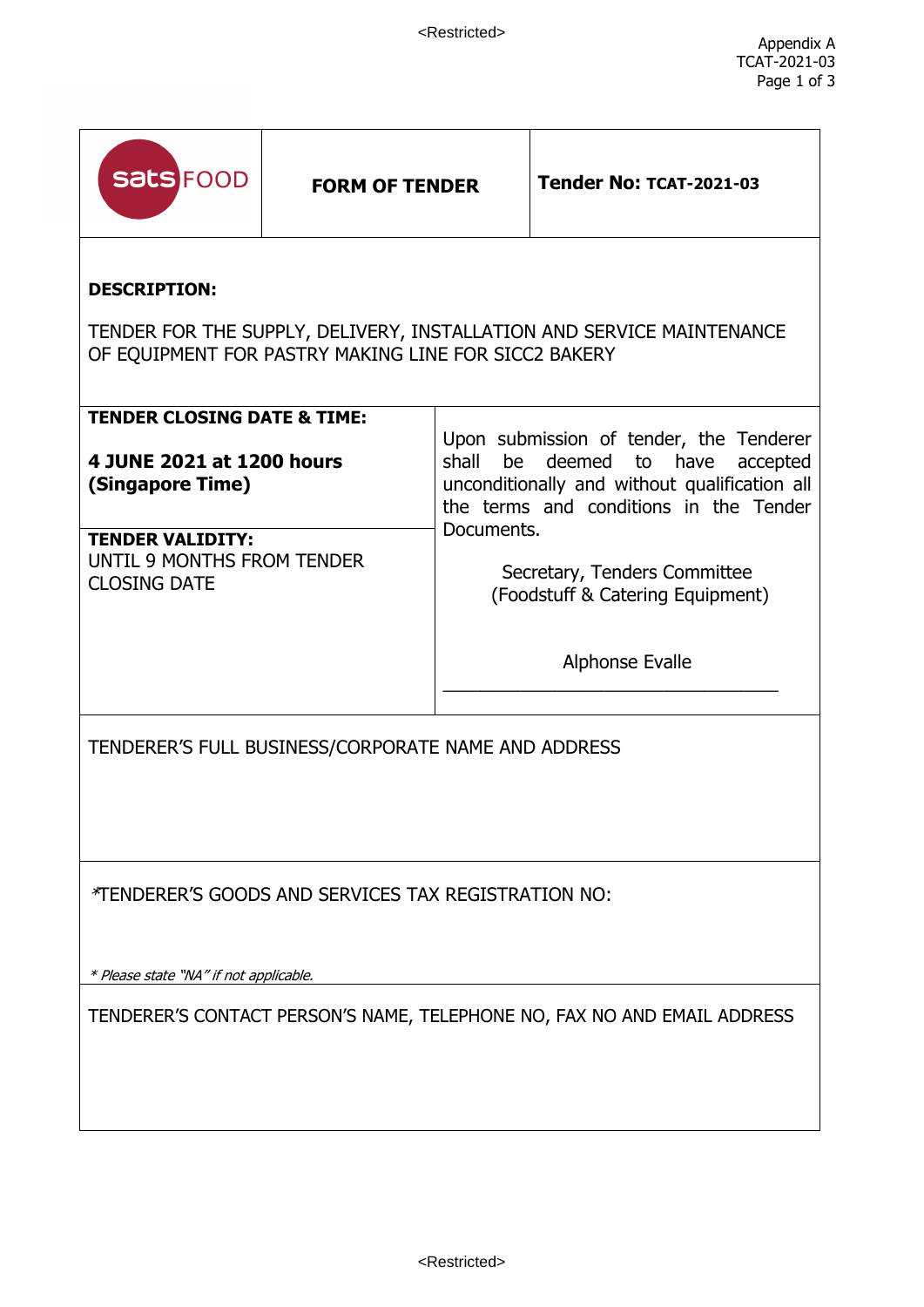| sats FOOD | **FORM OF TENDER** | **Tender No: TCAT-2021-03** |
|---|---|---|

**DESCRIPTION:**

TENDER FOR THE SUPPLY, DELIVERY, INSTALLATION AND SERVICE MAINTENANCE OF EQUIPMENT FOR PASTRY MAKING LINE FOR SICC2 BAKERY

| | |
|---|---|
| **TENDER CLOSING DATE & TIME:**<br><br>**4 JUNE 2021 at 1200 hours (Singapore Time)** | Upon submission of tender, the Tenderer shall be deemed to have accepted unconditionally and without qualification all the terms and conditions in the Tender Documents.<br><br>Secretary, Tenders Committee<br>(Foodstuff & Catering Equipment)<br><br>Alphonse Evalle<br>\_\_\_\_\_\_\_\_\_\_\_\_\_\_\_\_\_\_\_\_\_\_\_\_\_\_\_\_\_\_ |
| **TENDER VALIDITY:**<br>UNTIL 9 MONTHS FROM TENDER CLOSING DATE | |

TENDERER'S FULL BUSINESS/CORPORATE NAME AND ADDRESS

*TENDERER'S GOODS AND SERVICES TAX REGISTRATION NO:

*\* Please state "NA" if not applicable.*

TENDERER'S CONTACT PERSON'S NAME, TELEPHONE NO, FAX NO AND EMAIL ADDRESS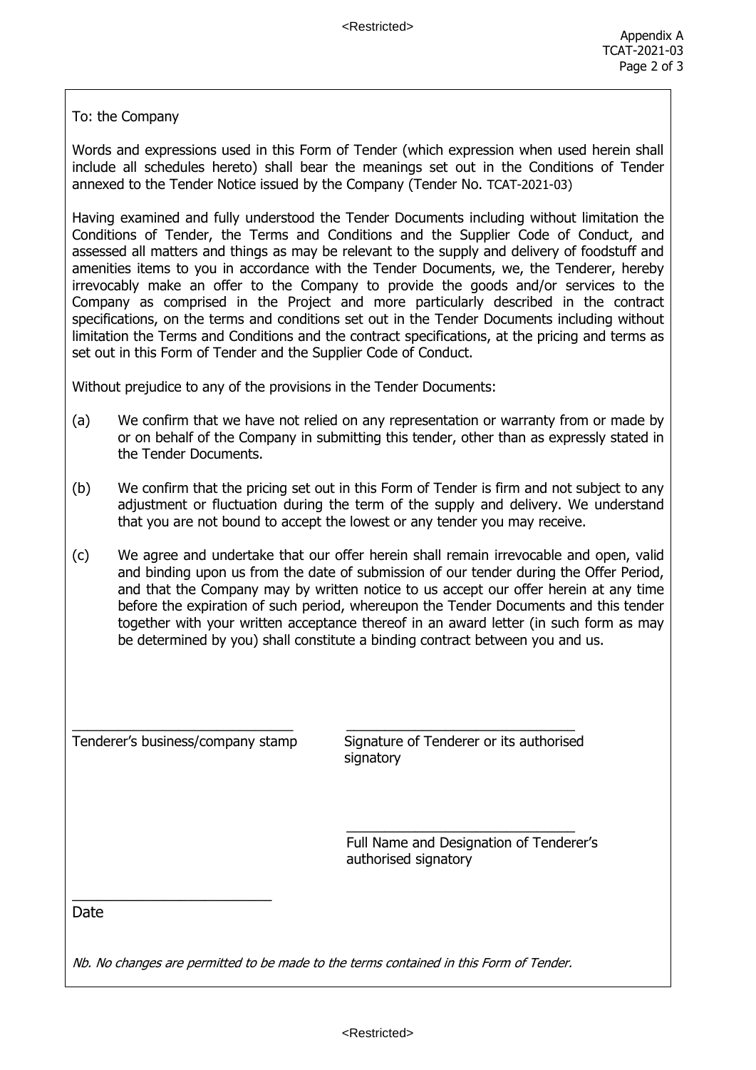To: the Company

Words and expressions used in this Form of Tender (which expression when used herein shall include all schedules hereto) shall bear the meanings set out in the Conditions of Tender annexed to the Tender Notice issued by the Company (Tender No. TCAT-2021-03)

Having examined and fully understood the Tender Documents including without limitation the Conditions of Tender, the Terms and Conditions and the Supplier Code of Conduct, and assessed all matters and things as may be relevant to the supply and delivery of foodstuff and amenities items to you in accordance with the Tender Documents, we, the Tenderer, hereby irrevocably make an offer to the Company to provide the goods and/or services to the Company as comprised in the Project and more particularly described in the contract specifications, on the terms and conditions set out in the Tender Documents including without limitation the Terms and Conditions and the contract specifications, at the pricing and terms as set out in this Form of Tender and the Supplier Code of Conduct.

Without prejudice to any of the provisions in the Tender Documents:

(a) We confirm that we have not relied on any representation or warranty from or made by or on behalf of the Company in submitting this tender, other than as expressly stated in the Tender Documents.

(b) We confirm that the pricing set out in this Form of Tender is firm and not subject to any adjustment or fluctuation during the term of the supply and delivery. We understand that you are not bound to accept the lowest or any tender you may receive.

(c) We agree and undertake that our offer herein shall remain irrevocable and open, valid and binding upon us from the date of submission of our tender during the Offer Period, and that the Company may by written notice to us accept our offer herein at any time before the expiration of such period, whereupon the Tender Documents and this tender together with your written acceptance thereof in an award letter (in such form as may be determined by you) shall constitute a binding contract between you and us.

\_\_\_\_\_\_\_\_\_\_\_\_\_\_\_\_\_\_\_\_\_\_\_\_\_\_\_\_\_\_
Tenderer's business/company stamp

\_\_\_\_\_\_\_\_\_\_\_\_\_\_\_\_\_\_\_\_\_\_\_\_\_\_\_\_\_\_
Signature of Tenderer or its authorised signatory

\_\_\_\_\_\_\_\_\_\_\_\_\_\_\_\_\_\_\_\_\_\_\_\_\_\_\_\_\_\_
Full Name and Designation of Tenderer's authorised signatory

\_\_\_\_\_\_\_\_\_\_\_\_\_\_\_\_\_\_\_\_\_\_\_\_\_\_\_\_\_\_
Date

*Nb. No changes are permitted to be made to the terms contained in this Form of Tender.*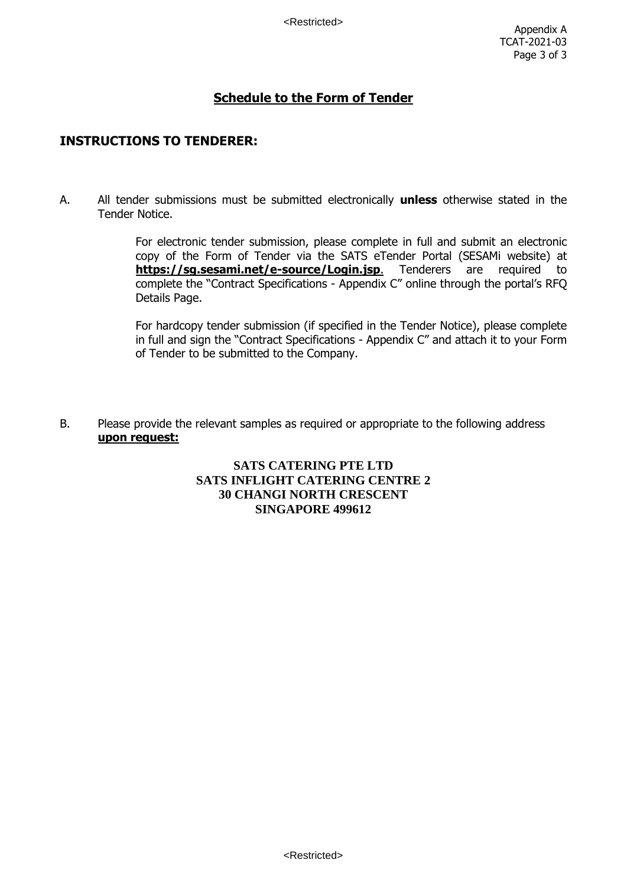Appendix A
TCAT-2021-03

## Schedule to the Form of Tender

### INSTRUCTIONS TO TENDERER:

A. All tender submissions must be submitted electronically **unless** otherwise stated in the Tender Notice.

For electronic tender submission, please complete in full and submit an electronic copy of the Form of Tender via the SATS eTender Portal (SESAMi website) at **https://sg.sesami.net/e-source/Login.jsp**. Tenderers are required to complete the "Contract Specifications - Appendix C" online through the portal's RFQ Details Page.

For hardcopy tender submission (if specified in the Tender Notice), please complete in full and sign the "Contract Specifications - Appendix C" and attach it to your Form of Tender to be submitted to the Company.

B. Please provide the relevant samples as required or appropriate to the following address **upon request:**

**SATS CATERING PTE LTD**
**SATS INFLIGHT CATERING CENTRE 2**
**30 CHANGI NORTH CRESCENT**
**SINGAPORE 499612**